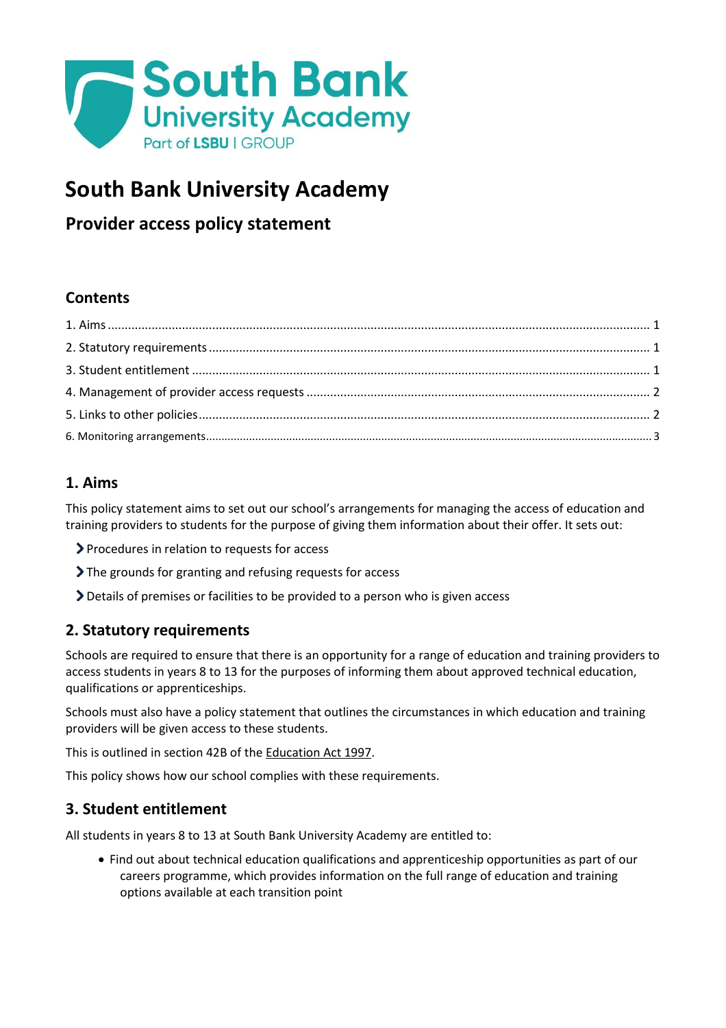# South Bank University Academy

## Provider access policy statement

### Contents

1. Aims ............................................................ 1
2. Statutory requirements ............................................................ 1
3. Student entitlement ............................................................ 1
4. Management of provider access requests ............................................................ 2
5. Links to other policies ............................................................ 2
6. Monitoring arrangements ............................................................ 3

### 1. Aims

This policy statement aims to set out our school's arrangements for managing the access of education and training providers to students for the purpose of giving them information about their offer. It sets out:

- Procedures in relation to requests for access
- The grounds for granting and refusing requests for access
- Details of premises or facilities to be provided to a person who is given access

### 2. Statutory requirements

Schools are required to ensure that there is an opportunity for a range of education and training providers to access students in years 8 to 13 for the purposes of informing them about approved technical education, qualifications or apprenticeships.

Schools must also have a policy statement that outlines the circumstances in which education and training providers will be given access to these students.

This is outlined in section 42B of the Education Act 1997.

This policy shows how our school complies with these requirements.

### 3. Student entitlement

All students in years 8 to 13 at South Bank University Academy are entitled to:

- Find out about technical education qualifications and apprenticeship opportunities as part of our careers programme, which provides information on the full range of education and training options available at each transition point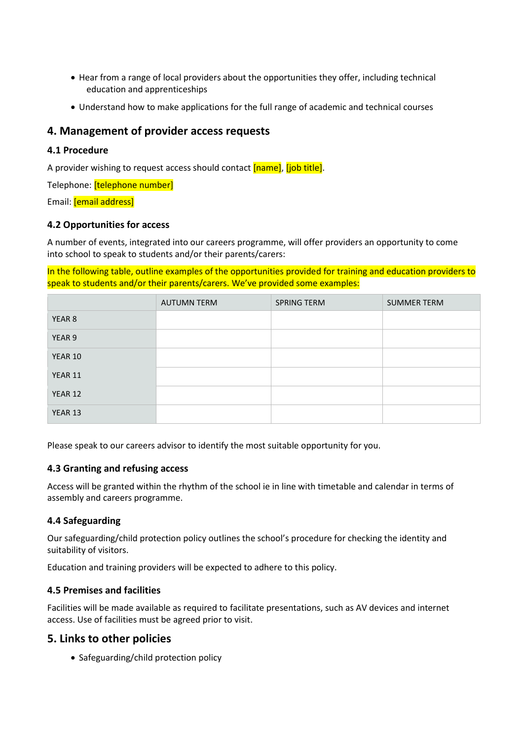- Hear from a range of local providers about the opportunities they offer, including technical education and apprenticeships
- Understand how to make applications for the full range of academic and technical courses

## 4. Management of provider access requests

### 4.1 Procedure

A provider wishing to request access should contact [name], [job title].

Telephone: [telephone number]

Email: [email address]

### 4.2 Opportunities for access

A number of events, integrated into our careers programme, will offer providers an opportunity to come into school to speak to students and/or their parents/carers:

In the following table, outline examples of the opportunities provided for training and education providers to speak to students and/or their parents/carers. We've provided some examples:

| | AUTUMN TERM | SPRING TERM | SUMMER TERM |
|---|---|---|---|
| YEAR 8 | | | |
| YEAR 9 | | | |
| YEAR 10 | | | |
| YEAR 11 | | | |
| YEAR 12 | | | |
| YEAR 13 | | | |

Please speak to our careers advisor to identify the most suitable opportunity for you.

### 4.3 Granting and refusing access

Access will be granted within the rhythm of the school ie in line with timetable and calendar in terms of assembly and careers programme.

### 4.4 Safeguarding

Our safeguarding/child protection policy outlines the school's procedure for checking the identity and suitability of visitors.

Education and training providers will be expected to adhere to this policy.

### 4.5 Premises and facilities

Facilities will be made available as required to facilitate presentations, such as AV devices and internet access. Use of facilities must be agreed prior to visit.

## 5. Links to other policies

- Safeguarding/child protection policy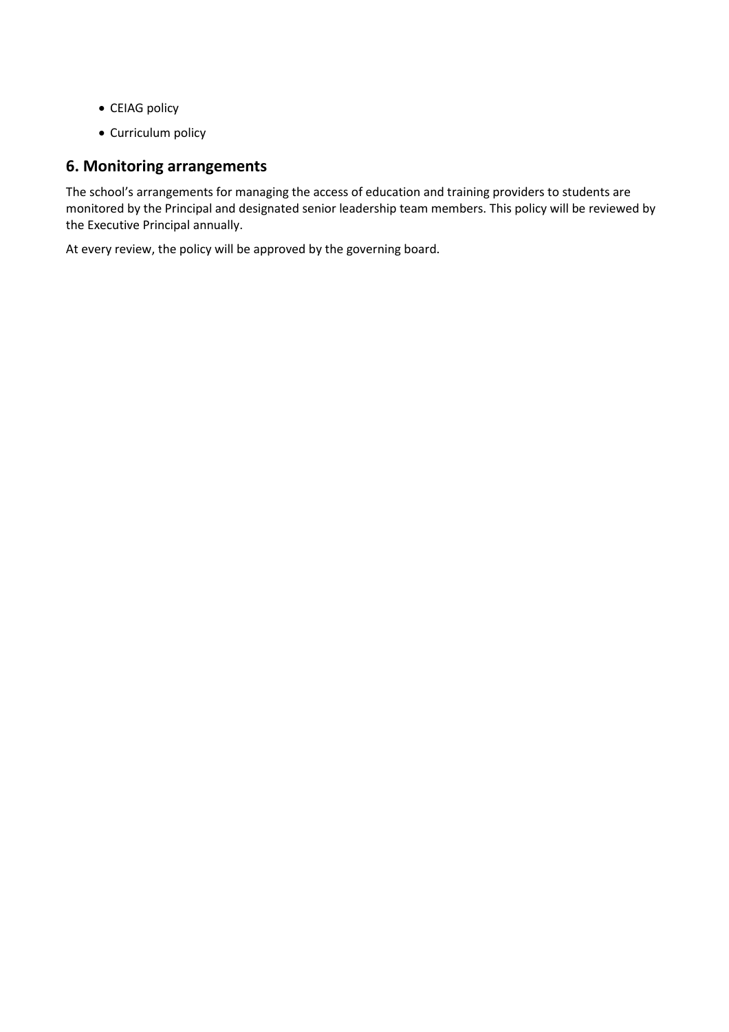- CEIAG policy
- Curriculum policy

## 6. Monitoring arrangements

The school's arrangements for managing the access of education and training providers to students are monitored by the Principal and designated senior leadership team members. This policy will be reviewed by the Executive Principal annually.

At every review, the policy will be approved by the governing board.